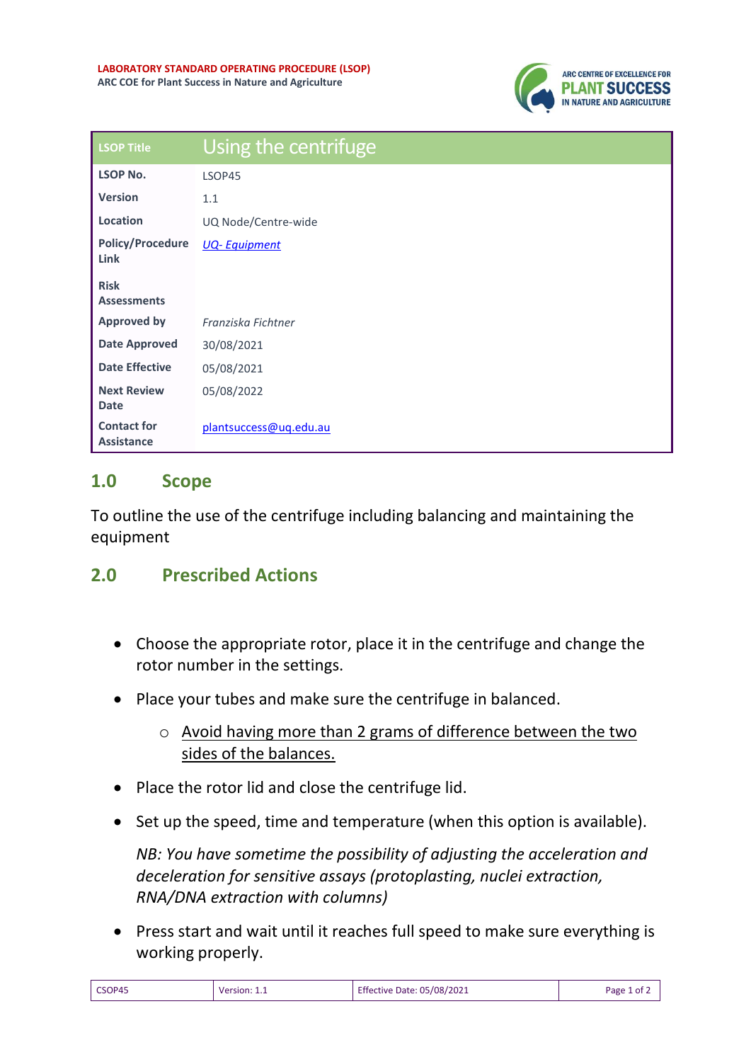**LABORATORY STANDARD OPERATING PROCEDURE (LSOP)**
**ARC COE for Plant Success in Nature and Agriculture**

ARC CENTRE OF EXCELLENCE FOR PLANT SUCCESS IN NATURE AND AGRICULTURE

| LSOP Title | Using the centrifuge |
|---|---|
| **LSOP No.** | LSOP45 |
| **Version** | 1.1 |
| **Location** | UQ Node/Centre-wide |
| **Policy/Procedure Link** | *UQ- Equipment* |
| **Risk Assessments** | |
| **Approved by** | *Franziska Fichtner* |
| **Date Approved** | 30/08/2021 |
| **Date Effective** | 05/08/2021 |
| **Next Review Date** | 05/08/2022 |
| **Contact for Assistance** | plantsuccess@uq.edu.au |

## 1.0 Scope

To outline the use of the centrifuge including balancing and maintaining the equipment

## 2.0 Prescribed Actions

- Choose the appropriate rotor, place it in the centrifuge and change the rotor number in the settings.
- Place your tubes and make sure the centrifuge in balanced.
  - <u>Avoid having more than 2 grams of difference between the two sides of the balances.</u>
- Place the rotor lid and close the centrifuge lid.
- Set up the speed, time and temperature (when this option is available).

  *NB: You have sometime the possibility of adjusting the acceleration and deceleration for sensitive assays (protoplasting, nuclei extraction, RNA/DNA extraction with columns)*
- Press start and wait until it reaches full speed to make sure everything is working properly.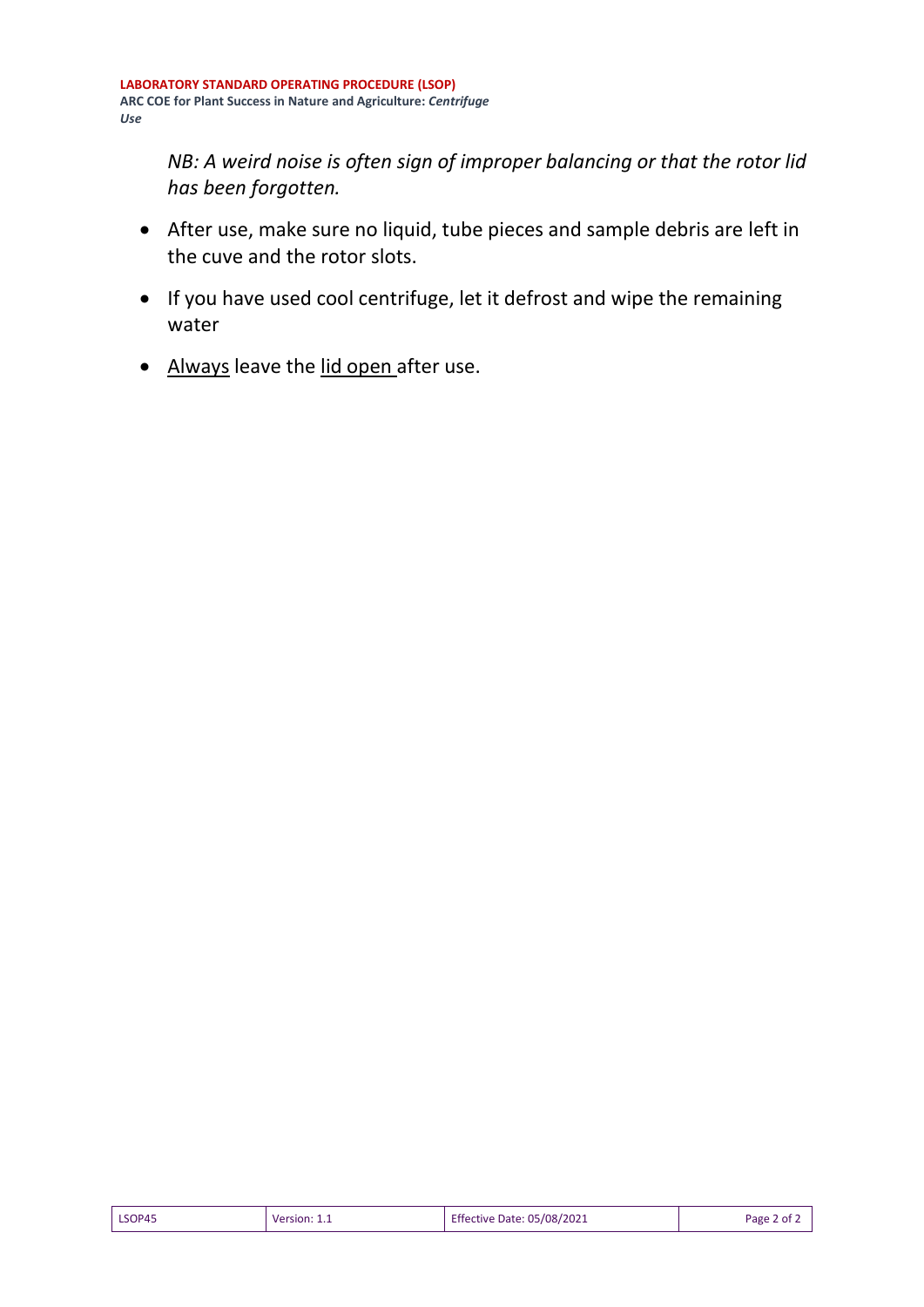*NB: A weird noise is often sign of improper balancing or that the rotor lid has been forgotten.*

- After use, make sure no liquid, tube pieces and sample debris are left in the cuve and the rotor slots.
- If you have used cool centrifuge, let it defrost and wipe the remaining water
- <u>Always</u> leave the <u>lid open</u> after use.